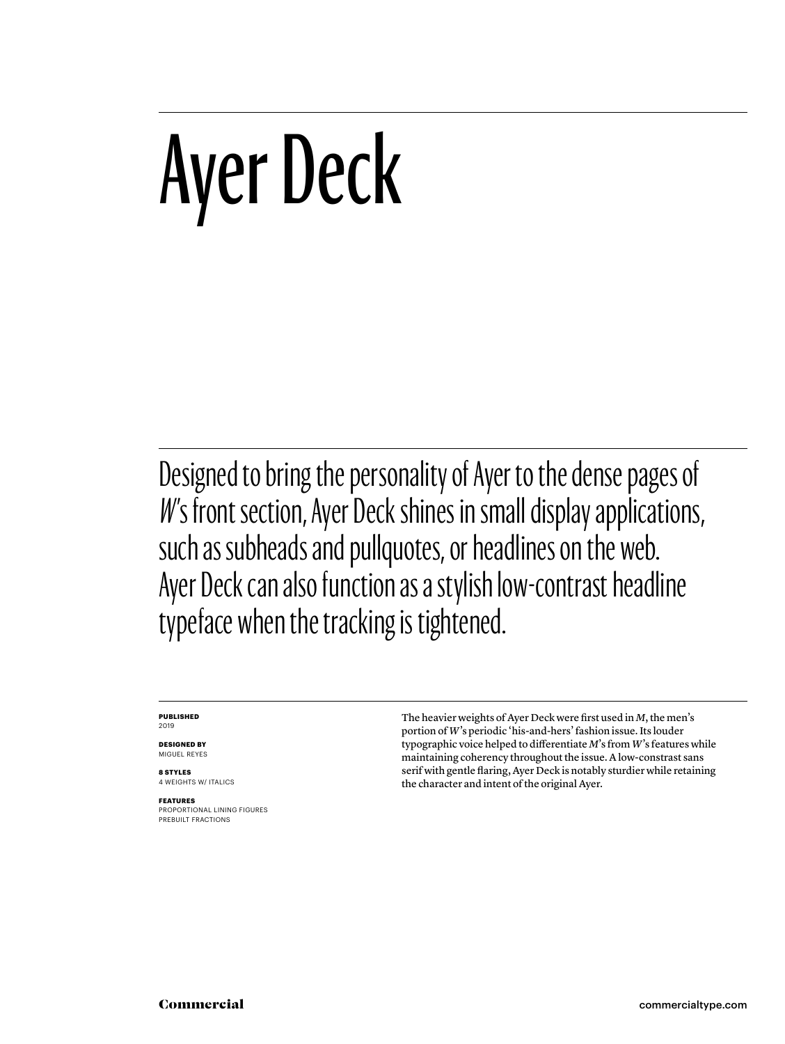# Ayer Deck

Designed to bring the personality of Ayer to the dense pages of *W*'s front section, Ayer Deck shines in small display applications, such as subheads and pullquotes, or headlines on the web. Ayer Deck can also function as a stylish low-contrast headline typeface when the tracking is tightened.

**PUBLISHED**
2019

**DESIGNED BY**
MIGUEL REYES

**8 STYLES**
4 WEIGHTS W/ ITALICS

**FEATURES**
PROPORTIONAL LINING FIGURES
PREBUILT FRACTIONS

The heavier weights of Ayer Deck were first used in *M*, the men's portion of *W*'s periodic 'his-and-hers' fashion issue. Its louder typographic voice helped to differentiate *M*'s from *W*'s features while maintaining coherency throughout the issue. A low-constrast sans serif with gentle flaring, Ayer Deck is notably sturdier while retaining the character and intent of the original Ayer.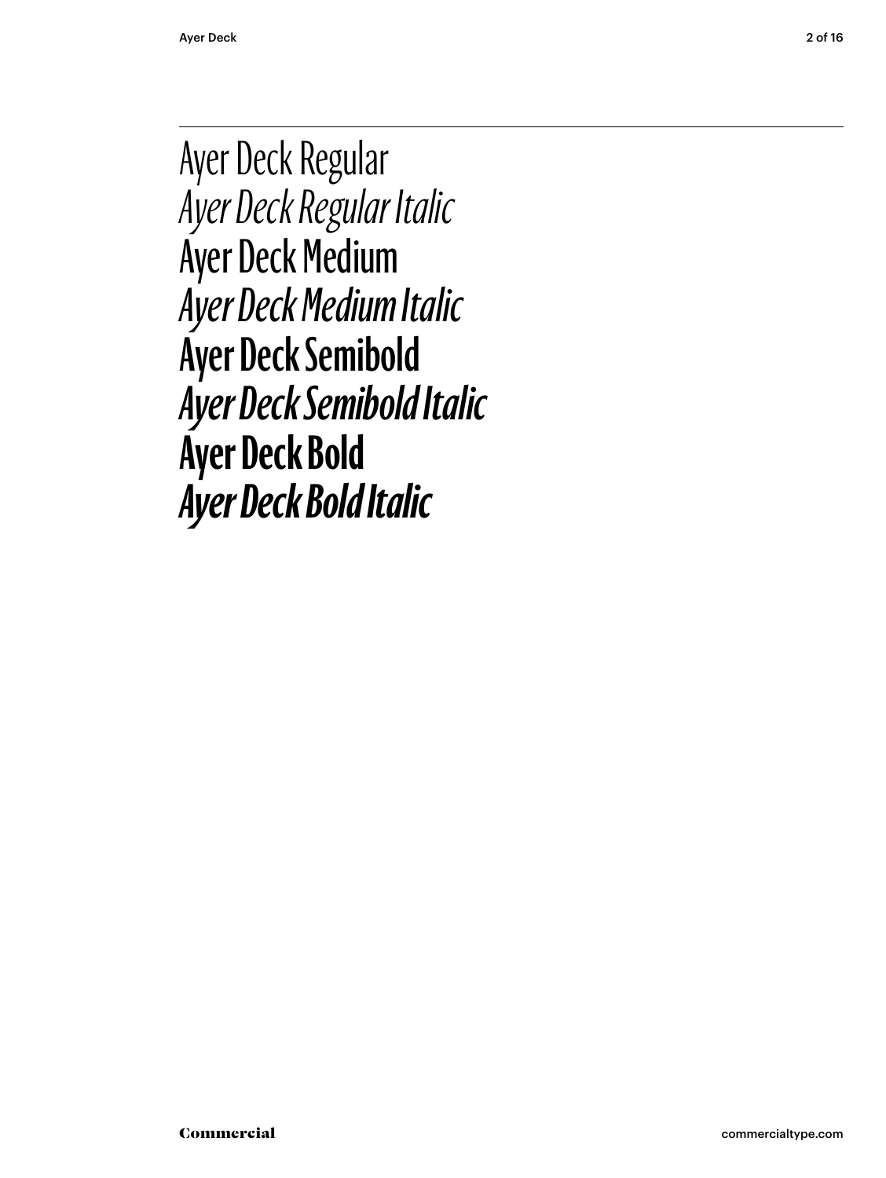Ayer Deck Regular

*Ayer Deck Regular Italic*

Ayer Deck Medium

*Ayer Deck Medium Italic*

**Ayer Deck Semibold**

***Ayer Deck Semibold Italic***

**Ayer Deck Bold**

***Ayer Deck Bold Italic***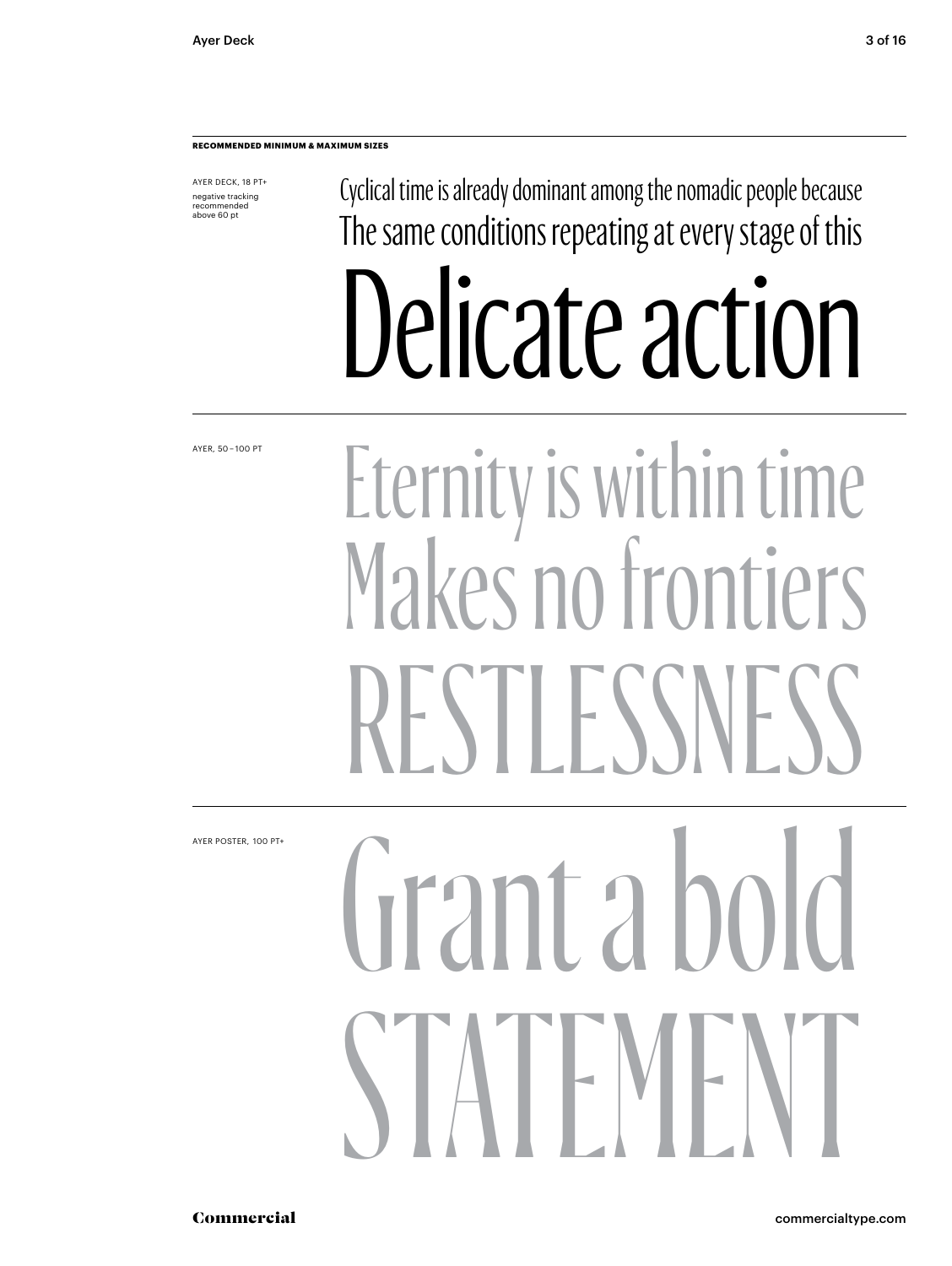**RECOMMENDED MINIMUM & MAXIMUM SIZES**

AYER DECK, 18 PT+

negative tracking recommended above 60 pt

Cyclical time is already dominant among the nomadic people because

The same conditions repeating at every stage of this

Delicate action

AYER, 50–100 PT

Eternity is within time

Makes no frontiers

RESTLESSNESS

AYER POSTER, 100 PT+

Grant a bold

STATEMENT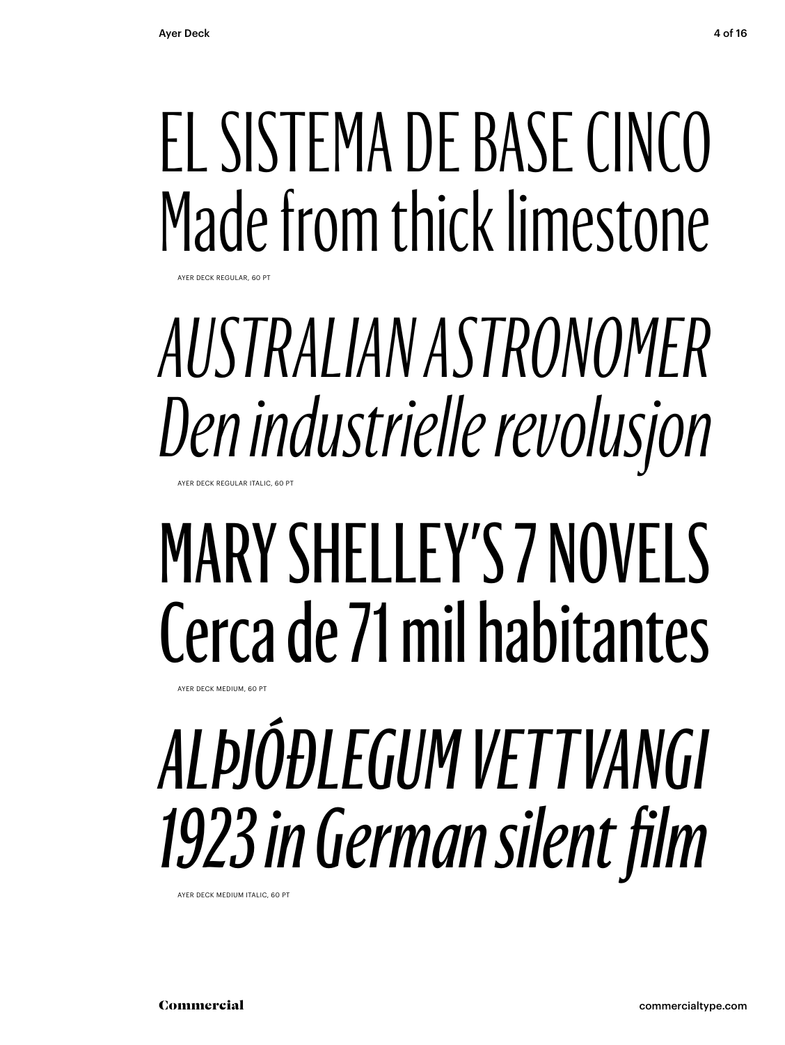EL SISTEMA DE BASE CINCO
Made from thick limestone

AYER DECK REGULAR, 60 PT

*AUSTRALIAN ASTRONOMER*
*Den industrielle revolusjon*

AYER DECK REGULAR ITALIC, 60 PT

MARY SHELLEY'S 7 NOVELS
Cerca de 71 mil habitantes

AYER DECK MEDIUM, 60 PT

*ALÞJÓÐLEGUM VETTVANGI*
*1923 in German silent film*

AYER DECK MEDIUM ITALIC, 60 PT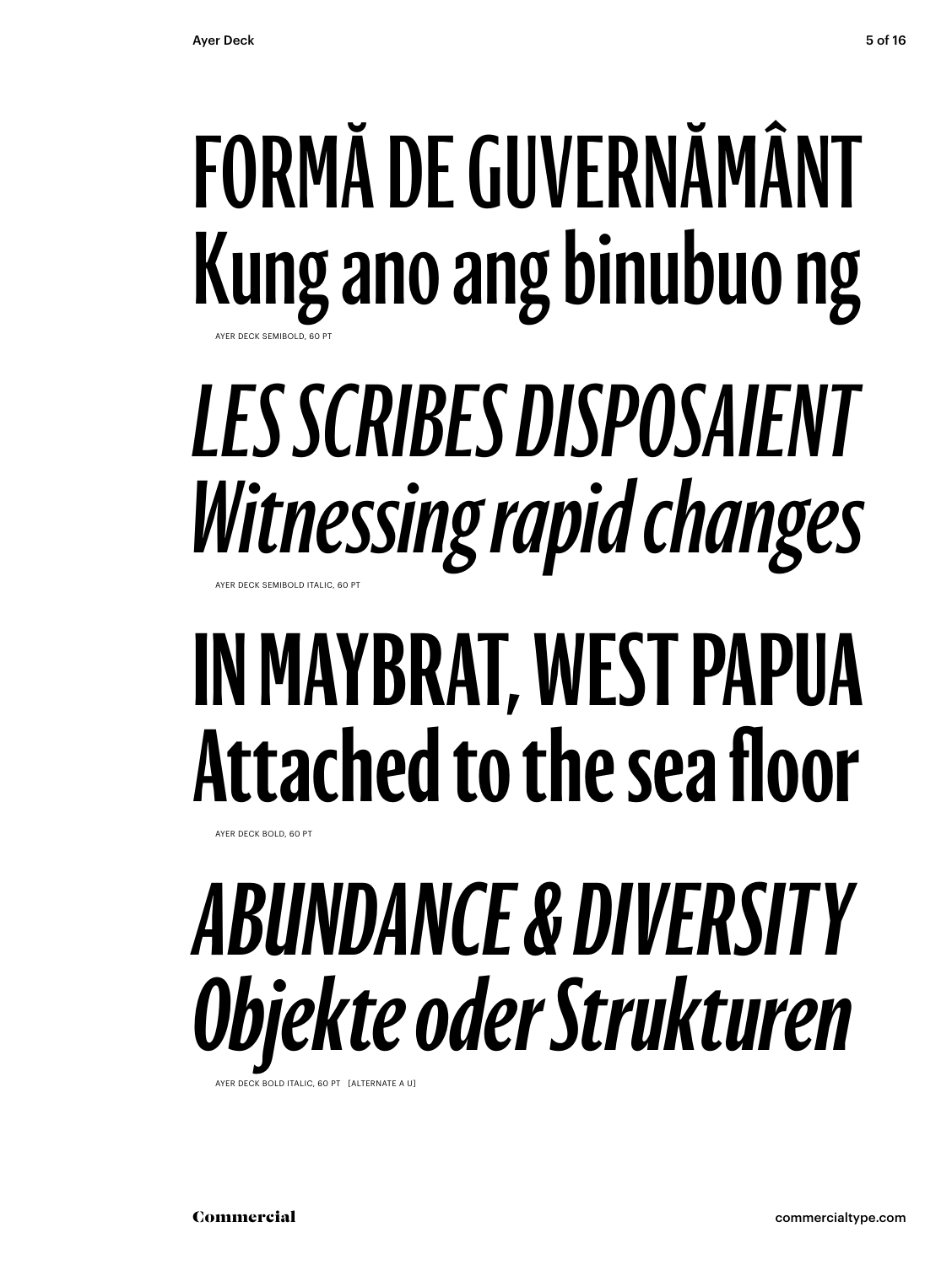FORMĂ DE GUVERNĂMÂNT
Kung ano ang binubuo ng

AYER DECK SEMIBOLD, 60 PT

*LES SCRIBES DISPOSAIENT*
*Witnessing rapid changes*

AYER DECK SEMIBOLD ITALIC, 60 PT

**IN MAYBRAT, WEST PAPUA**
**Attached to the sea floor**

AYER DECK BOLD, 60 PT

***ABUNDANCE & DIVERSITY***
***Objekte oder Strukturen***

AYER DECK BOLD ITALIC, 60 PT [ALTERNATE A U]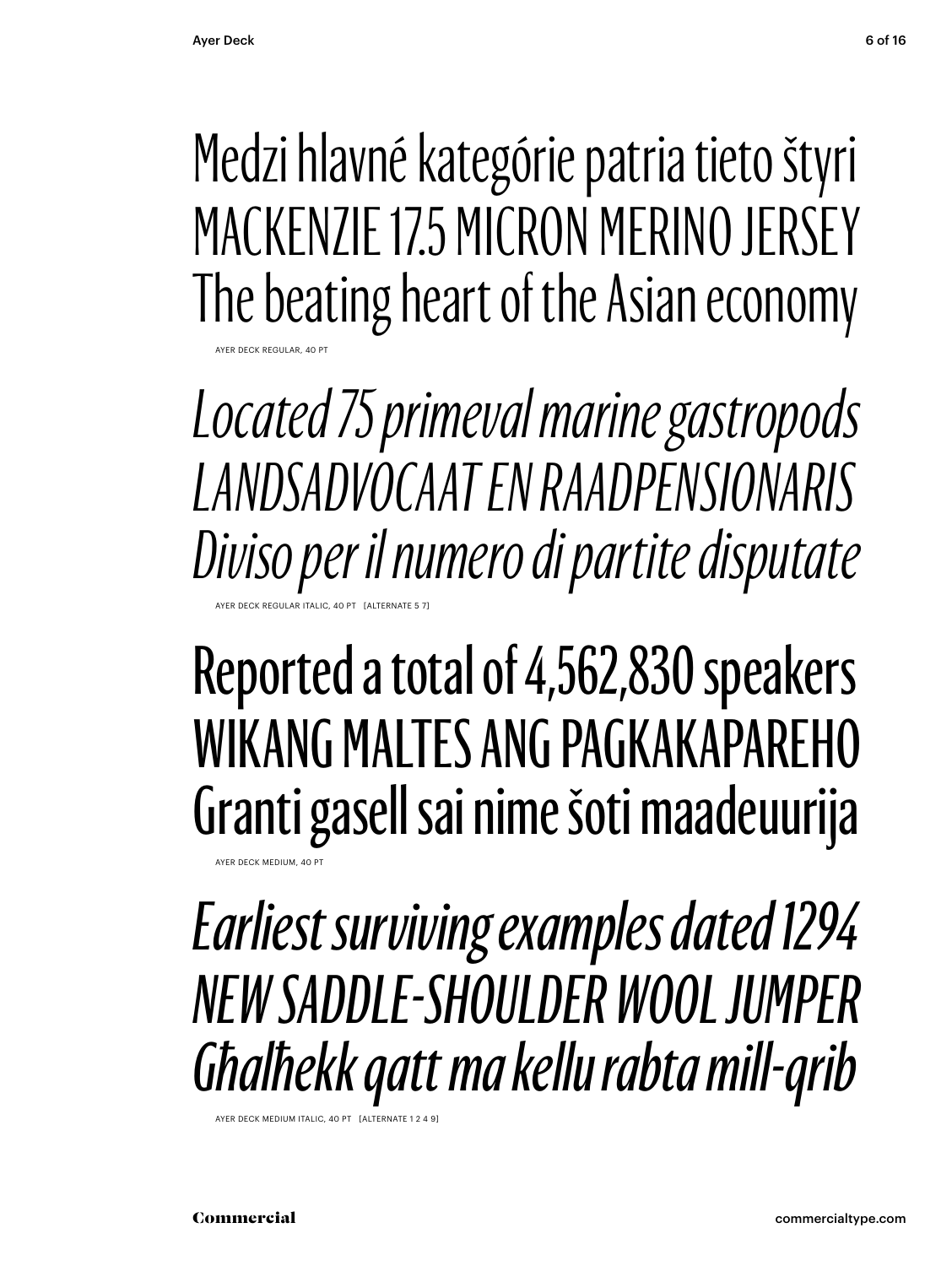Medzi hlavné kategórie patria tieto štyri
MACKENZIE 17.5 MICRON MERINO JERSEY
The beating heart of the Asian economy

AYER DECK REGULAR, 40 PT

*Located 75 primeval marine gastropods*
*LANDSADVOCAAT EN RAADPENSIONARIS*
*Diviso per il numero di partite disputate*

AYER DECK REGULAR ITALIC, 40 PT [ALTERNATE 5 7]

Reported a total of 4,562,830 speakers
WIKANG MALTES ANG PAGKAKAPAREHO
Granti gasell sai nime šoti maadeuurija

AYER DECK MEDIUM, 40 PT

*Earliest surviving examples dated 1294*
*NEW SADDLE-SHOULDER WOOL JUMPER*
*Għalħekk qatt ma kellu rabta mill-qrib*

AYER DECK MEDIUM ITALIC, 40 PT [ALTERNATE 1 2 4 9]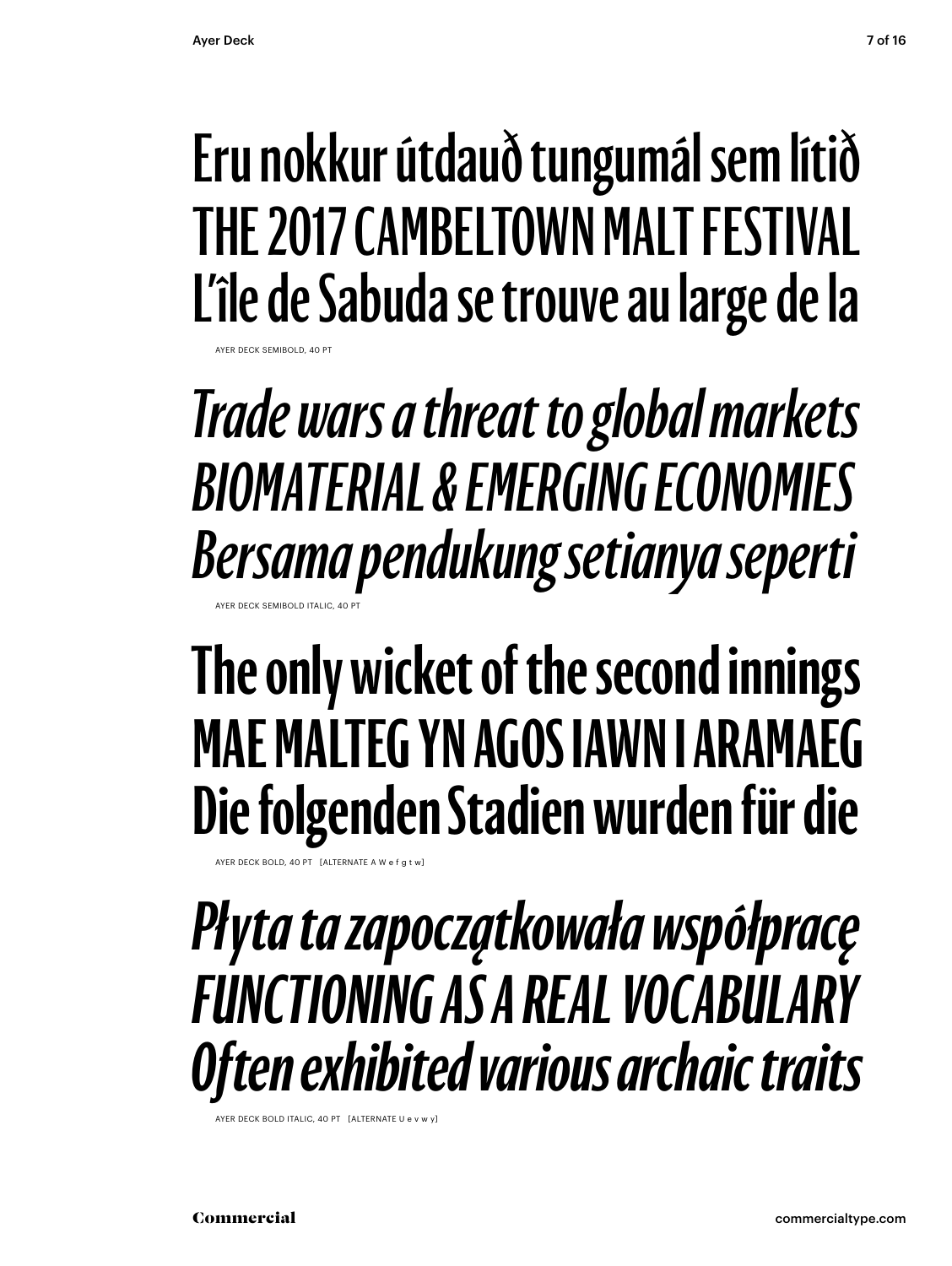Eru nokkur útdauð tungumál sem lítið
THE 2017 CAMBELTOWN MALT FESTIVAL
L'île de Sabuda se trouve au large de la

AYER DECK SEMIBOLD, 40 PT

*Trade wars a threat to global markets*
*BIOMATERIAL & EMERGING ECONOMIES*
*Bersama pendukung setianya seperti*

AYER DECK SEMIBOLD ITALIC, 40 PT

**The only wicket of the second innings**
**MAE MALTEG YN AGOS IAWN I ARAMAEG**
**Die folgenden Stadien wurden für die**

AYER DECK BOLD, 40 PT [ALTERNATE A W e f g t w]

***Płyta ta zapoczątkowała współpracę***
***FUNCTIONING AS A REAL VOCABULARY***
***Often exhibited various archaic traits***

AYER DECK BOLD ITALIC, 40 PT [ALTERNATE U e v w y]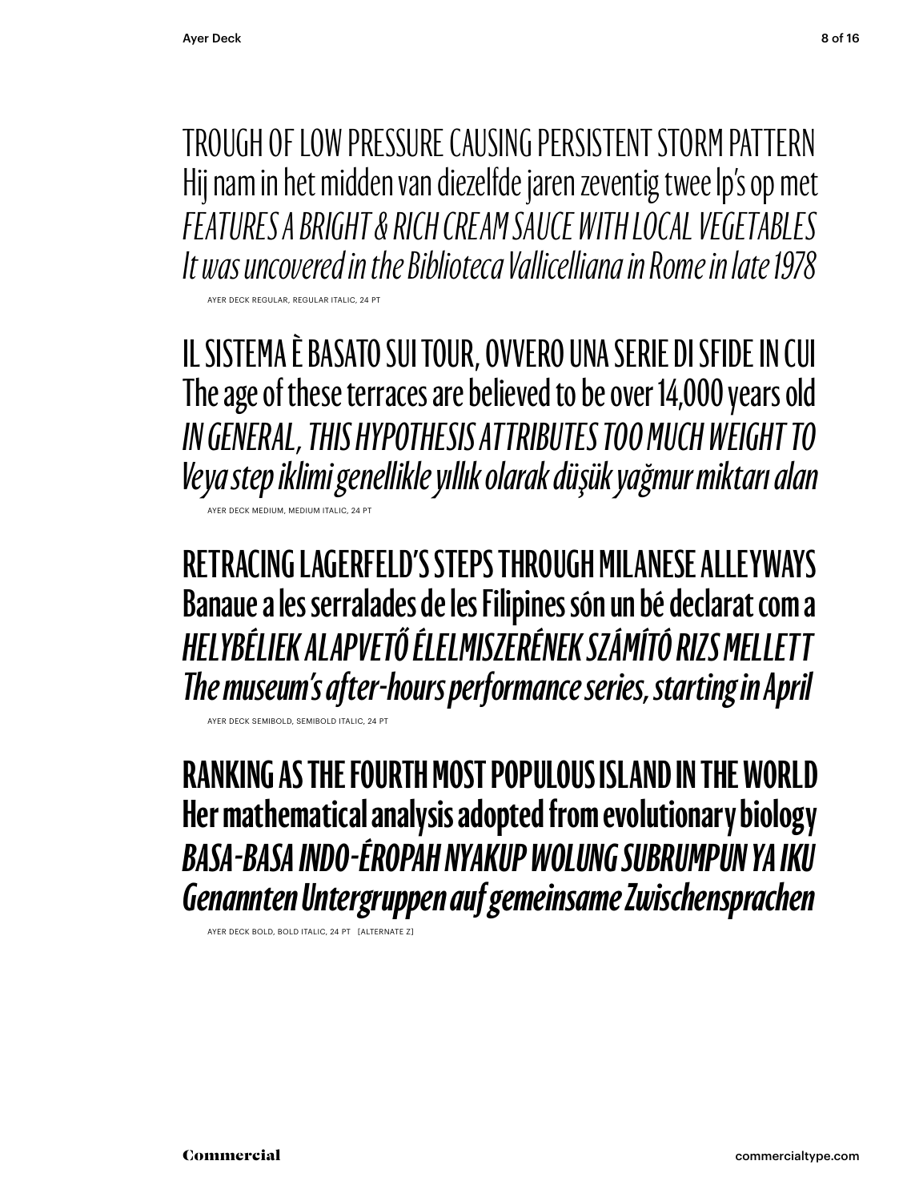TROUGH OF LOW PRESSURE CAUSING PERSISTENT STORM PATTERN
Hij nam in het midden van diezelfde jaren zeventig twee lp's op met
*FEATURES A BRIGHT & RICH CREAM SAUCE WITH LOCAL VEGETABLES*
*It was uncovered in the Biblioteca Vallicelliana in Rome in late 1978*

AYER DECK REGULAR, REGULAR ITALIC, 24 PT

IL SISTEMA È BASATO SUI TOUR, OVVERO UNA SERIE DI SFIDE IN CUI
The age of these terraces are believed to be over 14,000 years old
*IN GENERAL, THIS HYPOTHESIS ATTRIBUTES TOO MUCH WEIGHT TO*
*Veya step iklimi genellikle yıllık olarak düşük yağmur miktarı alan*

AYER DECK MEDIUM, MEDIUM ITALIC, 24 PT

RETRACING LAGERFELD'S STEPS THROUGH MILANESE ALLEYWAYS
Banaue a les serralades de les Filipines són un bé declarat com a
*HELYBÉLIEK ALAPVETŐ ÉLELMISZERÉNEK SZÁMÍTÓ RIZS MELLETT*
*The museum's after-hours performance series, starting in April*

AYER DECK SEMIBOLD, SEMIBOLD ITALIC, 24 PT

**RANKING AS THE FOURTH MOST POPULOUS ISLAND IN THE WORLD**
**Her mathematical analysis adopted from evolutionary biology**
***BASA-BASA INDO-ÉROPAH NYAKUP WOLUNG SUBRUMPUN YA IKU***
***Genannten Untergruppen auf gemeinsame Zwischensprachen***

AYER DECK BOLD, BOLD ITALIC, 24 PT [ALTERNATE Z]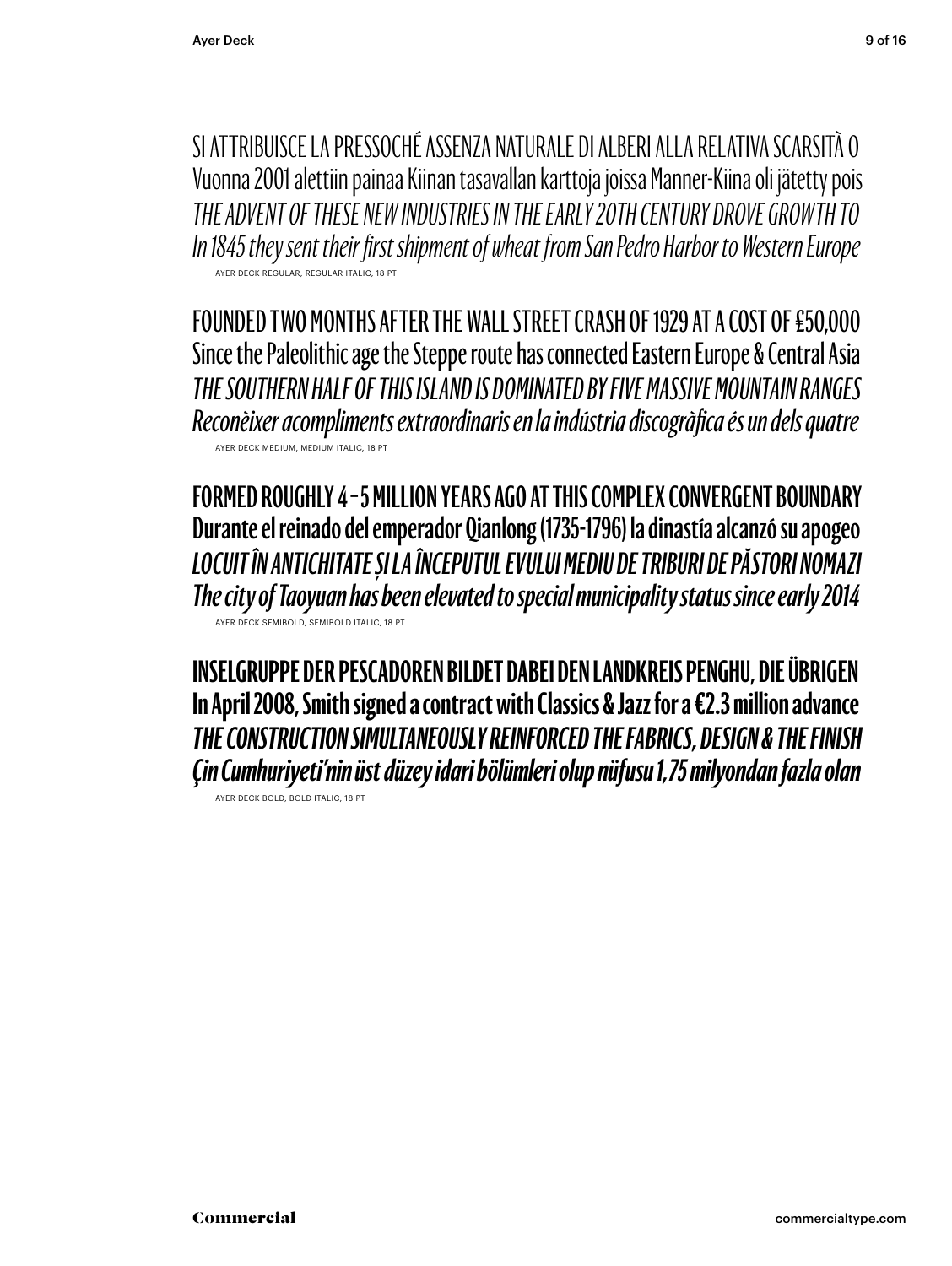SI ATTRIBUISCE LA PRESSOCHÉ ASSENZA NATURALE DI ALBERI ALLA RELATIVA SCARSITÀ O
Vuonna 2001 alettiin painaa Kiinan tasavallan karttoja joissa Manner-Kiina oli jätetty pois
*THE ADVENT OF THESE NEW INDUSTRIES IN THE EARLY 20TH CENTURY DROVE GROWTH TO*
*In 1845 they sent their first shipment of wheat from San Pedro Harbor to Western Europe*

AYER DECK REGULAR, REGULAR ITALIC, 18 PT

FOUNDED TWO MONTHS AFTER THE WALL STREET CRASH OF 1929 AT A COST OF £50,000
Since the Paleolithic age the Steppe route has connected Eastern Europe & Central Asia
*THE SOUTHERN HALF OF THIS ISLAND IS DOMINATED BY FIVE MASSIVE MOUNTAIN RANGES*
*Reconèixer acompliments extraordinaris en la indústria discogràfica és un dels quatre*

AYER DECK MEDIUM, MEDIUM ITALIC, 18 PT

**FORMED ROUGHLY 4–5 MILLION YEARS AGO AT THIS COMPLEX CONVERGENT BOUNDARY**
**Durante el reinado del emperador Qianlong (1735-1796) la dinastía alcanzó su apogeo**
***LOCUIT ÎN ANTICHITATE ȘI LA ÎNCEPUTUL EVULUI MEDIU DE TRIBURI DE PĂSTORI NOMAZI***
***The city of Taoyuan has been elevated to special municipality status since early 2014***

AYER DECK SEMIBOLD, SEMIBOLD ITALIC, 18 PT

**INSELGRUPPE DER PESCADOREN BILDET DABEI DEN LANDKREIS PENGHU, DIE ÜBRIGEN**
**In April 2008, Smith signed a contract with Classics & Jazz for a €2.3 million advance**
***THE CONSTRUCTION SIMULTANEOUSLY REINFORCED THE FABRICS, DESIGN & THE FINISH***
***Çin Cumhuriyeti'nin üst düzey idari bölümleri olup nüfusu 1,75 milyondan fazla olan***

AYER DECK BOLD, BOLD ITALIC, 18 PT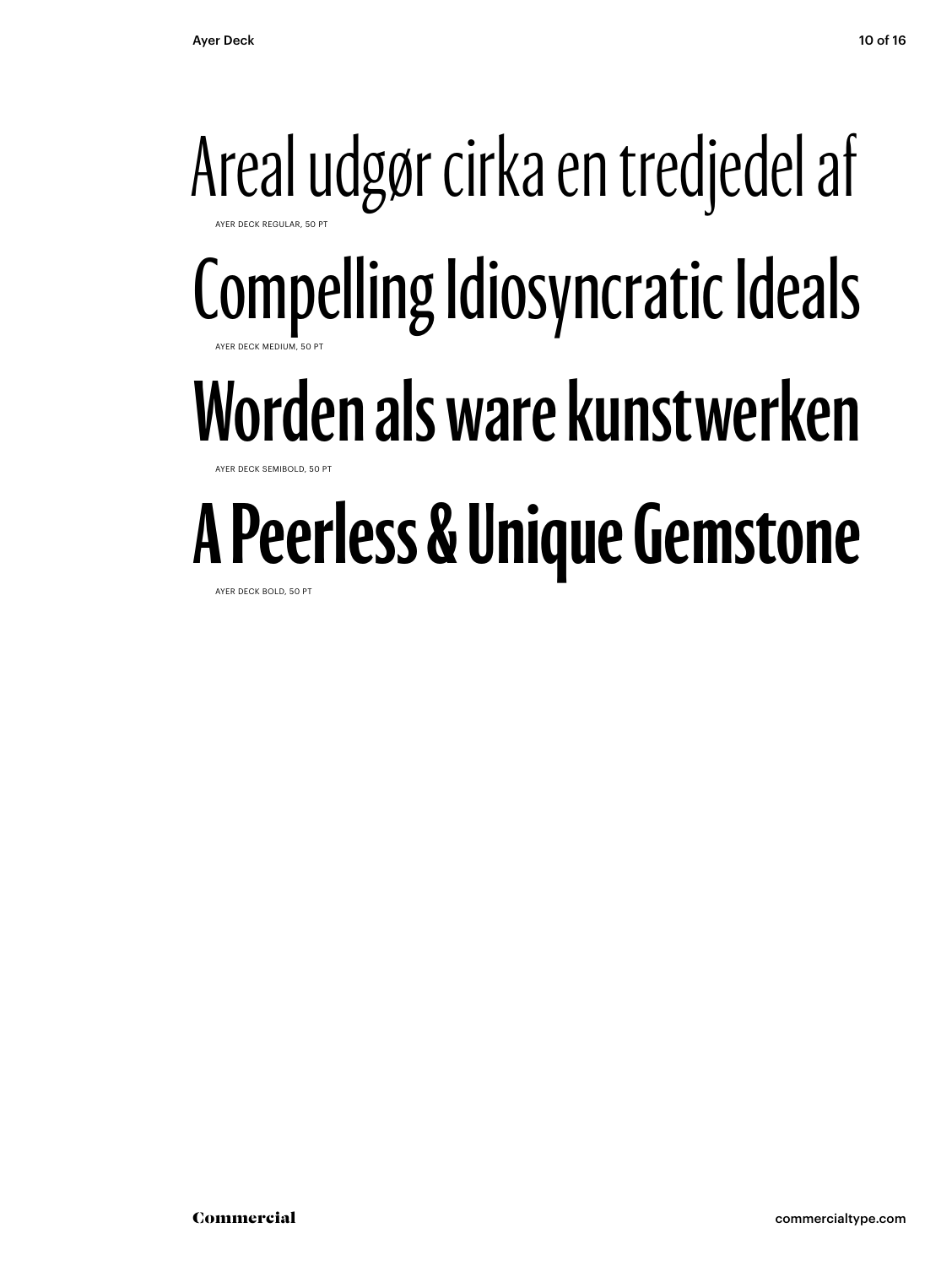Areal udgør cirka en tredjedel af

AYER DECK REGULAR, 50 PT

Compelling Idiosyncratic Ideals

AYER DECK MEDIUM, 50 PT

**Worden als ware kunstwerken**

AYER DECK SEMIBOLD, 50 PT

**A Peerless & Unique Gemstone**

AYER DECK BOLD, 50 PT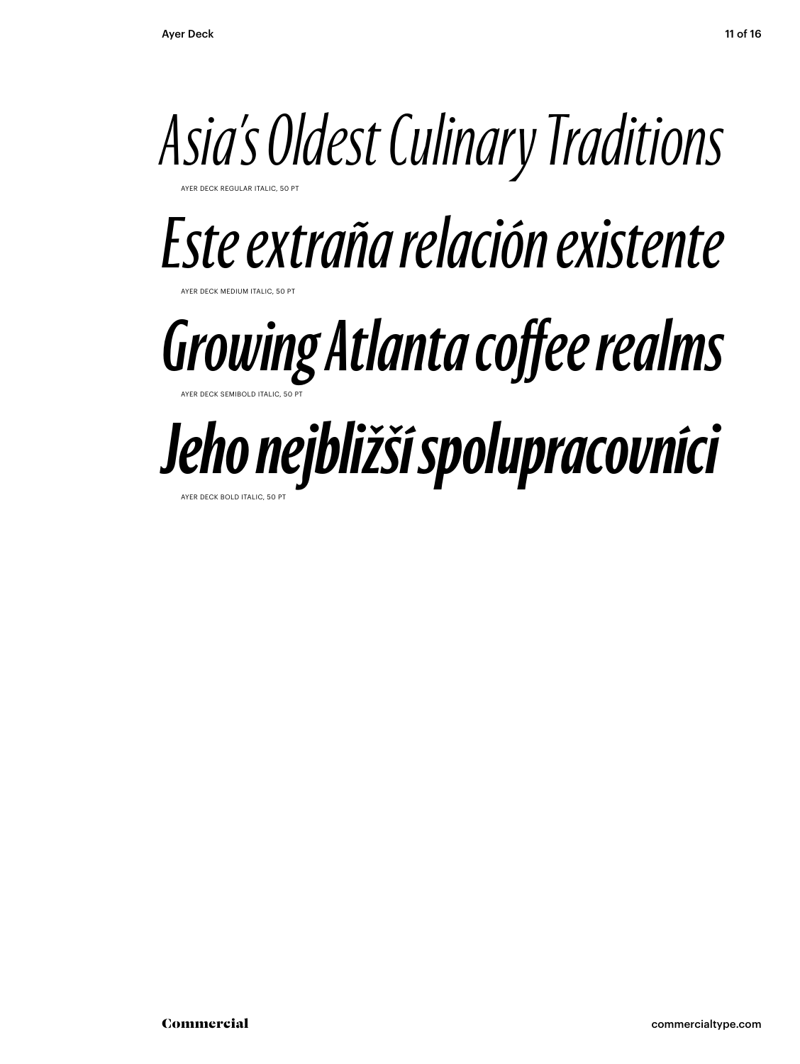*Asia's Oldest Culinary Traditions*

AYER DECK REGULAR ITALIC, 50 PT

*Este extraña relación existente*

AYER DECK MEDIUM ITALIC, 50 PT

***Growing Atlanta coffee realms***

AYER DECK SEMIBOLD ITALIC, 50 PT

***Jeho nejbližší spolupracovníci***

AYER DECK BOLD ITALIC, 50 PT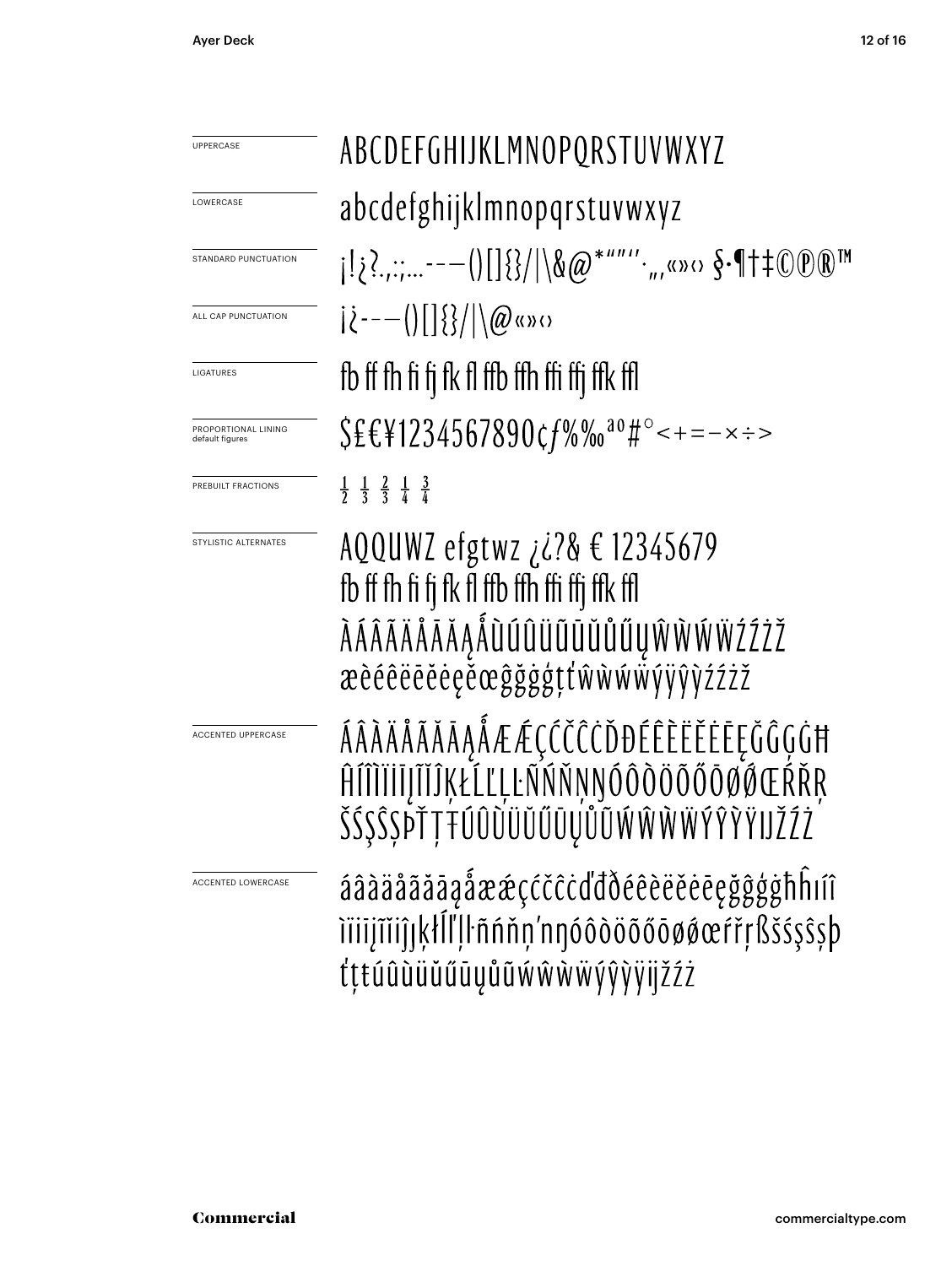UPPERCASE

ABCDEFGHIJKLMNOPQRSTUVWXYZ

LOWERCASE

abcdefghijklmnopqrstuvwxyz

STANDARD PUNCTUATION

¡!¿?.,:;…-–—()[]{}/|\&@*"”'’·„‚«»‹› §·¶†‡©℗®™

ALL CAP PUNCTUATION

¡¿-–—()[]{}/|\@«»‹›

LIGATURES

fb ff fh fi fj fk fl ffb ffh ffi ffj ffk ffl

PROPORTIONAL LINING default figures

$£€¥1234567890¢ƒ%‰ªº#°<+=−×÷>

PREBUILT FRACTIONS

½ ⅓ ⅔ ¼ ¾

STYLISTIC ALTERNATES

AQQUWZ efgtwz ¿¿?& € 12345679
fb ff fh fi fj fk fl ffb ffh ffi ffj ffk ffl
ÀÁÂÃÄÅĀĂĄǺÙÚÛÜŨŪŬŮŰŲŴẀẂẄŹŻŽ
æèéêëēĕėęěœĝğġģţťŵẁẃẅýÿŷỳźżž

ACCENTED UPPERCASE

ÁÂÀÄÅÃĂĀĄǺÆǼÇĆĈČĊĎĐÉÊÈËĔĖĒĘĞĜĢĠĦ
ĤÍÎÌÏĪĮĨĬĴĶŁĹĽĻĿÑŃŇŅŊÓÔÒÖÕŐŌØǾŒŔŘŖ
ŠŚŞŜȘÞŤŢŦÚÛÙÜŬŰŪŲŮŨẂŴẀẄÝŶỲŸĲŽŹŻ

ACCENTED LOWERCASE

áâàäåãăāąǻæǽçćĉčċďđðéêèëĕėēęğĝģġħĥıíî
ìïīįĩĭĵȷķłĺľļŀñńňņŉŋóôòöõőōøǿœŕřŗßšśşŝșþ
ťţŧúûùüŭűūųůũẃŵẁẅýŷỳÿĳžźż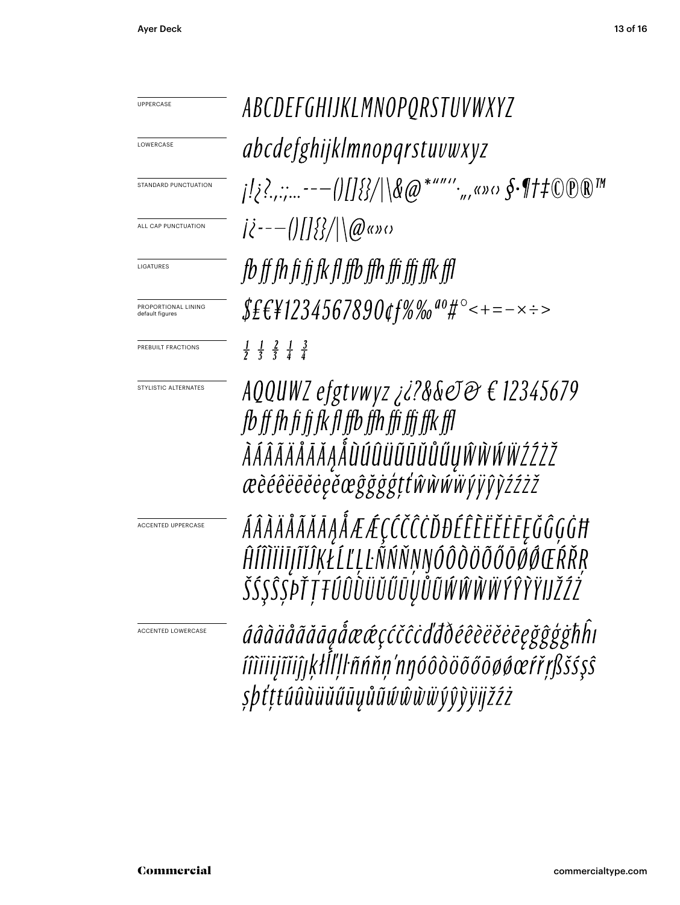UPPERCASE

*ABCDEFGHIJKLMNOPQRSTUVWXYZ*

LOWERCASE

*abcdefghijklmnopqrstuvwxyz*

STANDARD PUNCTUATION

*¡!¿?.,:;…-–—()[]{}/|\&@*"″''·„‚«»‹› §·¶†‡©℗®™*

ALL CAP PUNCTUATION

*¡¿-–—()[]{}/|\@«»‹›*

LIGATURES

*fb ff fh fi fj fk fl ffb ffh ffi ffj ffk ffl*

PROPORTIONAL LINING
default figures

*$£€¥1234567890¢ƒ%‰ªº#°<+=−×÷>*

PREBUILT FRACTIONS

*½ ⅓ ⅔ ¼ ¾*

STYLISTIC ALTERNATES

*AQQUWZ efgtvwyz ¿¿?&&&& € 12345679*
*fb ff fh fi fj fk fl ffb ffh ffi ffj ffk ffl*
*ÀÁÂÃÄÅĀĂĄǺÙÚÛÜŨŪŬŮŰŲŴẀẂẄŹŻŽ*
*æèéêëēĕėęěœĝğġģţťŵẁẃẅýÿŷỳźżž*

ACCENTED UPPERCASE

*ÁÂÀÄÅÃĂĀĄǺÆǼÇĆČĈĊĎĐÉÊÈËĚĔĖĒĘĞĜĢĠĦ*
*ĤÍÎÌÏİĪĮĨĬĴĶŁĹĽĻĿÑŃŇŅŊÓÔÒÖÕŐŌØǾŒŔŘŖ*
*ŠŚŞŜȘÞŤŢŦÚÛÙÜŬŰŪŲŮŨẂŴẀẄÝŶỲŸĲŽŹŻ*

ACCENTED LOWERCASE

*áâàäåãăāąǻæǽçćčĉċďđðéêèëěĕėēęğĝģġħĥı*
*íîìïīįĩĭĵķłĺľļŀñńňņŉŋóôòöõőōøǿœŕřŗßšśşŝ*
*șþťţŧúûùüŭűūųůũẃŵẁẅýŷỳÿĳžźż*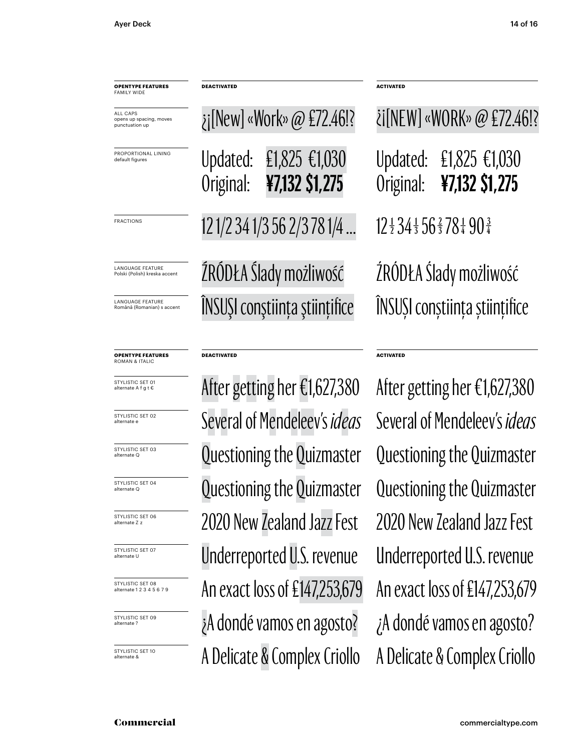| **OPENTYPE FEATURES** FAMILY WIDE | **DEACTIVATED** | **ACTIVATED** |
| --- | --- | --- |
| ALL CAPS opens up spacing, moves punctuation up | ¿¡[New] «Work» @ £72.46!? | ¿¡[NEW] «WORK» @ £72.46!? |
| PROPORTIONAL LINING default figures | Updated: £1,825 €1,030 Original: **¥7,132 $1,275** | Updated: £1,825 €1,030 Original: **¥7,132 $1,275** |
| FRACTIONS | 12 1/2 34 1/3 56 2/3 78 1/4 ... | 12½ 34⅓ 56⅔ 78¼ 90¾ |
| LANGUAGE FEATURE Polski (Polish) kreska accent | ŹRÓDŁA Ślady możliwość | ŹRÓDŁA Ślady możliwość |
| LANGUAGE FEATURE Română (Romanian) s accent | ÎNSUŞI conştiinţa ştiinţifice | ÎNSUȘI conștiința științifice |

| **OPENTYPE FEATURES** ROMAN & ITALIC | **DEACTIVATED** | **ACTIVATED** |
| --- | --- | --- |
| STYLISTIC SET 01 alternate A f g t € | After getting her €1,627,380 | After getting her €1,627,380 |
| STYLISTIC SET 02 alternate e | Several of Mendeleev's *ideas* | Several of Mendeleev's *ideas* |
| STYLISTIC SET 03 alternate Q | Questioning the Quizmaster | Questioning the Quizmaster |
| STYLISTIC SET 04 alternate Q | Questioning the Quizmaster | Questioning the Quizmaster |
| STYLISTIC SET 06 alternate Z z | 2020 New Zealand Jazz Fest | 2020 New Zealand Jazz Fest |
| STYLISTIC SET 07 alternate U | Underreported U.S. revenue | Underreported U.S. revenue |
| STYLISTIC SET 08 alternate 1 2 3 4 5 6 7 9 | An exact loss of £147,253,679 | An exact loss of £147,253,679 |
| STYLISTIC SET 09 alternate ? | ¿A dondé vamos en agosto? | ¿A dondé vamos en agosto? |
| STYLISTIC SET 10 alternate & | A Delicate & Complex Criollo | A Delicate & Complex Criollo |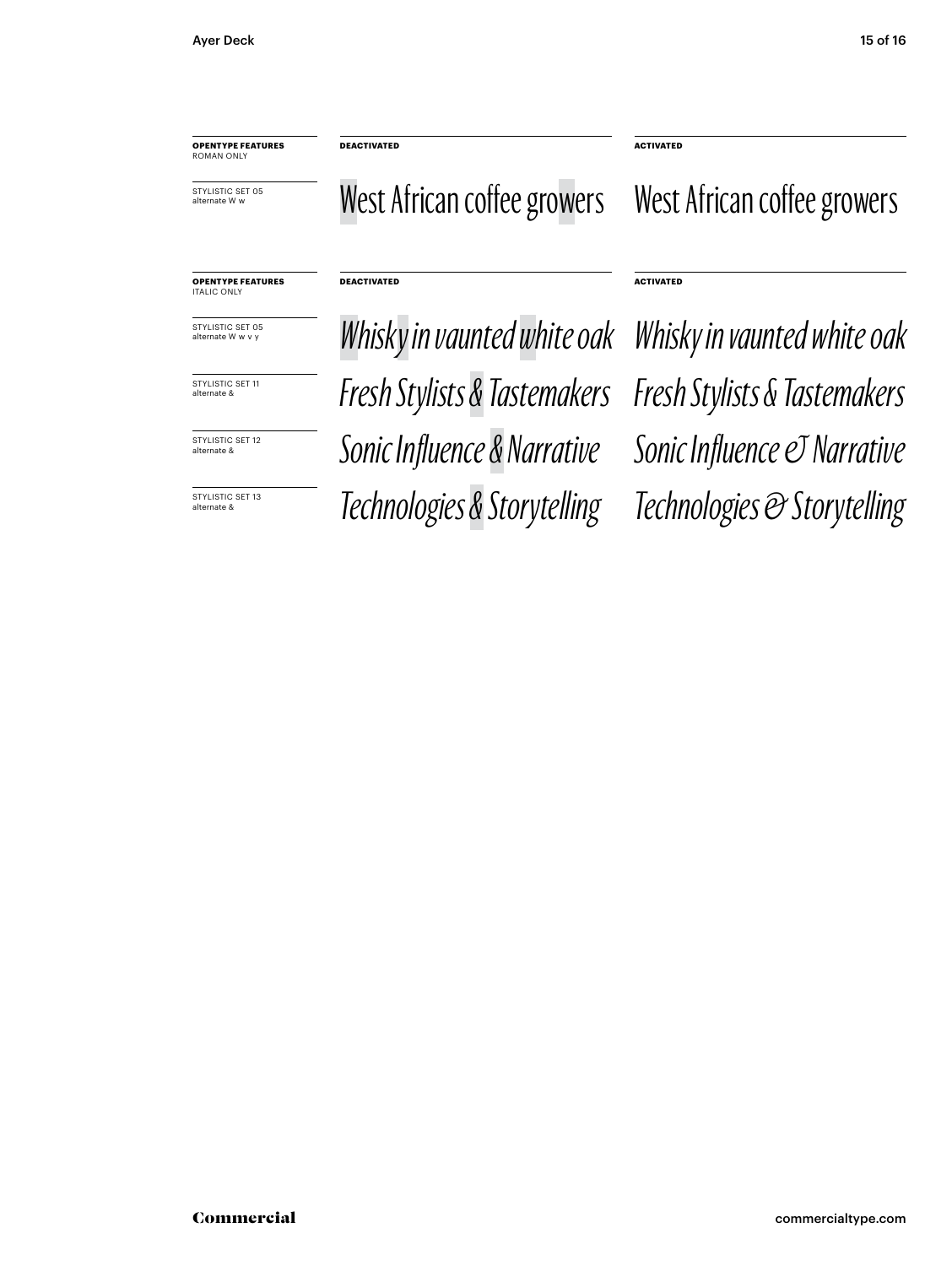| **OPENTYPE FEATURES** ROMAN ONLY | **DEACTIVATED** | **ACTIVATED** |
|---|---|---|
| STYLISTIC SET 05 alternate W w | West African coffee growers | West African coffee growers |

| **OPENTYPE FEATURES** ITALIC ONLY | **DEACTIVATED** | **ACTIVATED** |
|---|---|---|
| STYLISTIC SET 05 alternate W w v y | *Whisky in vaunted white oak* | *Whisky in vaunted white oak* |
| STYLISTIC SET 11 alternate & | *Fresh Stylists & Tastemakers* | *Fresh Stylists & Tastemakers* |
| STYLISTIC SET 12 alternate & | *Sonic Influence & Narrative* | *Sonic Influence & Narrative* |
| STYLISTIC SET 13 alternate & | *Technologies & Storytelling* | *Technologies & Storytelling* |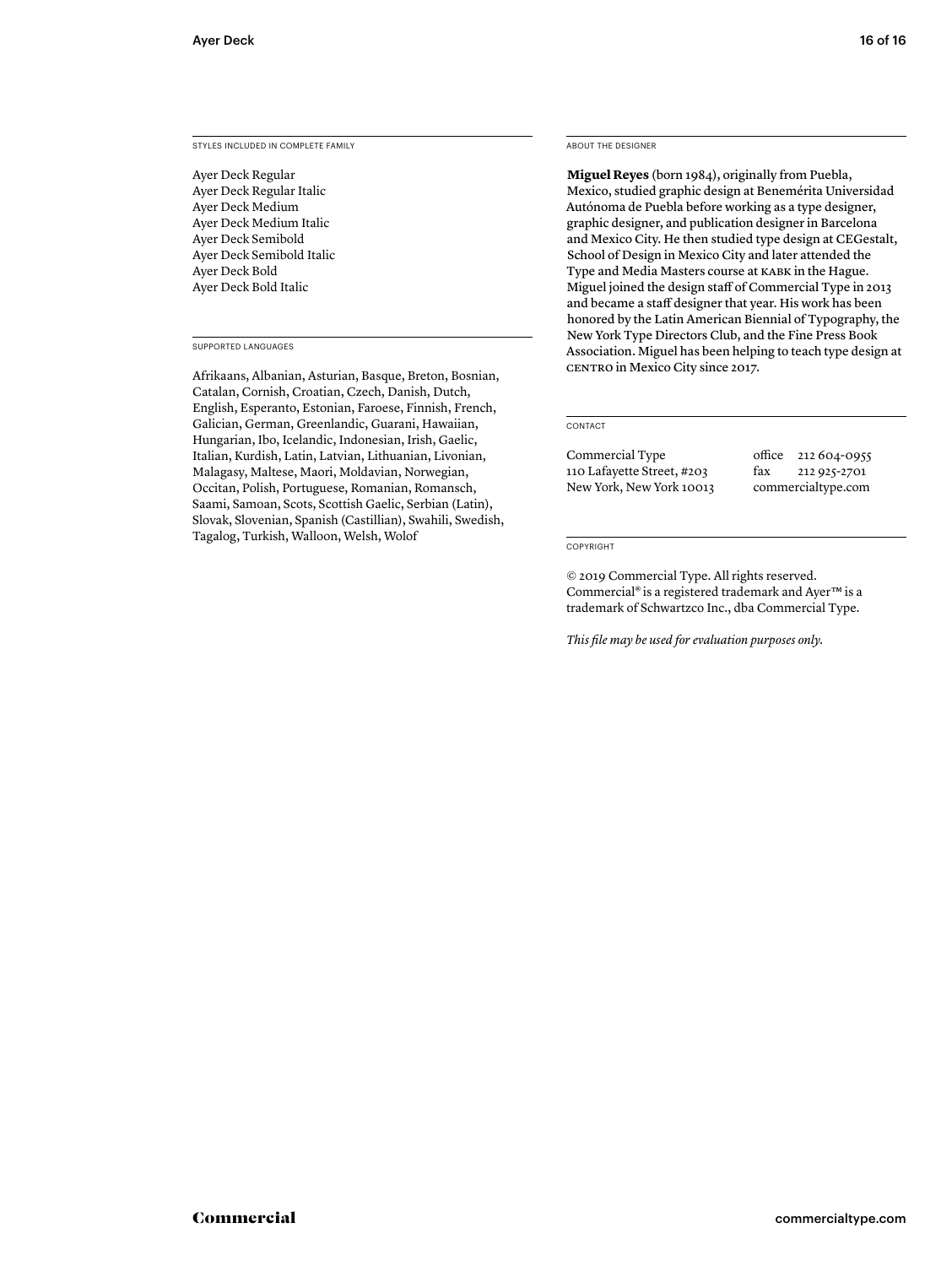## STYLES INCLUDED IN COMPLETE FAMILY

Ayer Deck Regular
Ayer Deck Regular Italic
Ayer Deck Medium
Ayer Deck Medium Italic
Ayer Deck Semibold
Ayer Deck Semibold Italic
Ayer Deck Bold
Ayer Deck Bold Italic

## SUPPORTED LANGUAGES

Afrikaans, Albanian, Asturian, Basque, Breton, Bosnian, Catalan, Cornish, Croatian, Czech, Danish, Dutch, English, Esperanto, Estonian, Faroese, Finnish, French, Galician, German, Greenlandic, Guarani, Hawaiian, Hungarian, Ibo, Icelandic, Indonesian, Irish, Gaelic, Italian, Kurdish, Latin, Latvian, Lithuanian, Livonian, Malagasy, Maltese, Maori, Moldavian, Norwegian, Occitan, Polish, Portuguese, Romanian, Romansch, Saami, Samoan, Scots, Scottish Gaelic, Serbian (Latin), Slovak, Slovenian, Spanish (Castillian), Swahili, Swedish, Tagalog, Turkish, Walloon, Welsh, Wolof

## ABOUT THE DESIGNER

**Miguel Reyes** (born 1984), originally from Puebla, Mexico, studied graphic design at Benemérita Universidad Autónoma de Puebla before working as a type designer, graphic designer, and publication designer in Barcelona and Mexico City. He then studied type design at CEGestalt, School of Design in Mexico City and later attended the Type and Media Masters course at KABK in the Hague. Miguel joined the design staff of Commercial Type in 2013 and became a staff designer that year. His work has been honored by the Latin American Biennial of Typography, the New York Type Directors Club, and the Fine Press Book Association. Miguel has been helping to teach type design at CENTRO in Mexico City since 2017.

## CONTACT

Commercial Type
110 Lafayette Street, #203
New York, New York 10013

office 212 604-0955
fax 212 925-2701
commercialtype.com

## COPYRIGHT

© 2019 Commercial Type. All rights reserved. Commercial® is a registered trademark and Ayer™ is a trademark of Schwartzco Inc., dba Commercial Type.

*This file may be used for evaluation purposes only.*